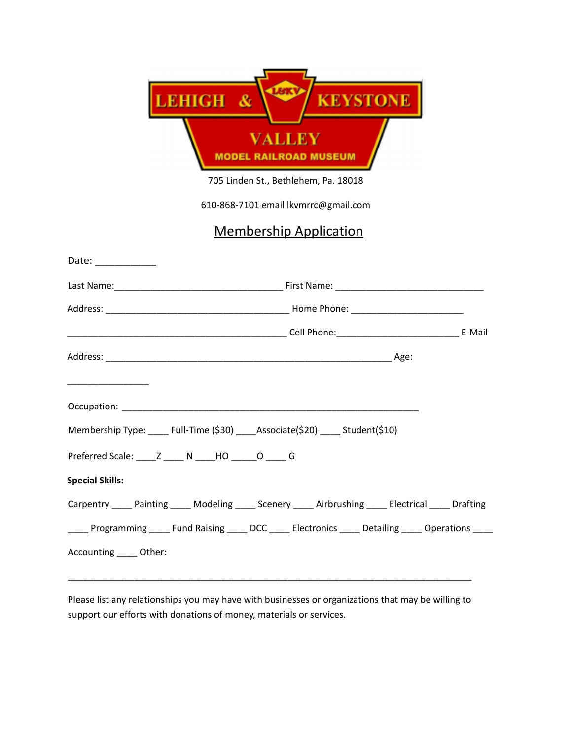LEHIGH & KEYSTONE VALLEY MODEL RAILROAD MUSEUM

705 Linden St., Bethlehem, Pa. 18018

610-868-7101 email lkvmrrc@gmail.com

# Membership Application

Date: ___________

Last Name:________________________________ First Name: ____________________________

Address: ___________________________________ Home Phone: _____________________

__________________________________________ Cell Phone:_______________________ E-Mail

Address: _______________________________________________________ Age:

_______________

Occupation: _________________________________________________________

Membership Type: ____ Full-Time ($30) ____Associate($20) ____ Student($10)

Preferred Scale: ____Z ____ N ____HO _____O ____ G

**Special Skills:**

Carpentry ____ Painting ____ Modeling ____ Scenery ____ Airbrushing ____ Electrical ____ Drafting ____ Programming ____ Fund Raising ____ DCC ____ Electronics ____ Detailing ____ Operations ____ Accounting ____ Other:

_____________________________________________________________________________

Please list any relationships you may have with businesses or organizations that may be willing to support our efforts with donations of money, materials or services.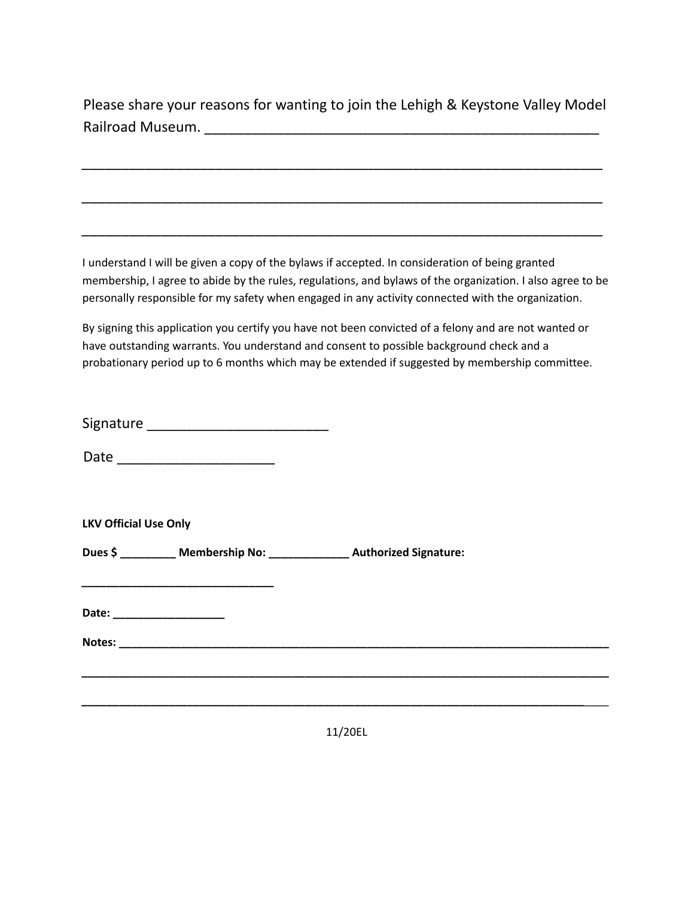Please share your reasons for wanting to join the Lehigh & Keystone Valley Model Railroad Museum. ______________________________________________________

______________________________________________________________________

______________________________________________________________________

______________________________________________________________________

I understand I will be given a copy of the bylaws if accepted. In consideration of being granted membership, I agree to abide by the rules, regulations, and bylaws of the organization. I also agree to be personally responsible for my safety when engaged in any activity connected with the organization.

By signing this application you certify you have not been convicted of a felony and are not wanted or have outstanding warrants. You understand and consent to possible background check and a probationary period up to 6 months which may be extended if suggested by membership committee.

Signature ________________________

Date _____________________

**LKV Official Use Only**

**Dues $ _________ Membership No: _____________ Authorized Signature:**

**______________________________**

**Date: __________________**

**Notes: ___________________________________________________________________________**

**______________________________________________________________________________________**

**______________________________________________________________________________________**

11/20EL